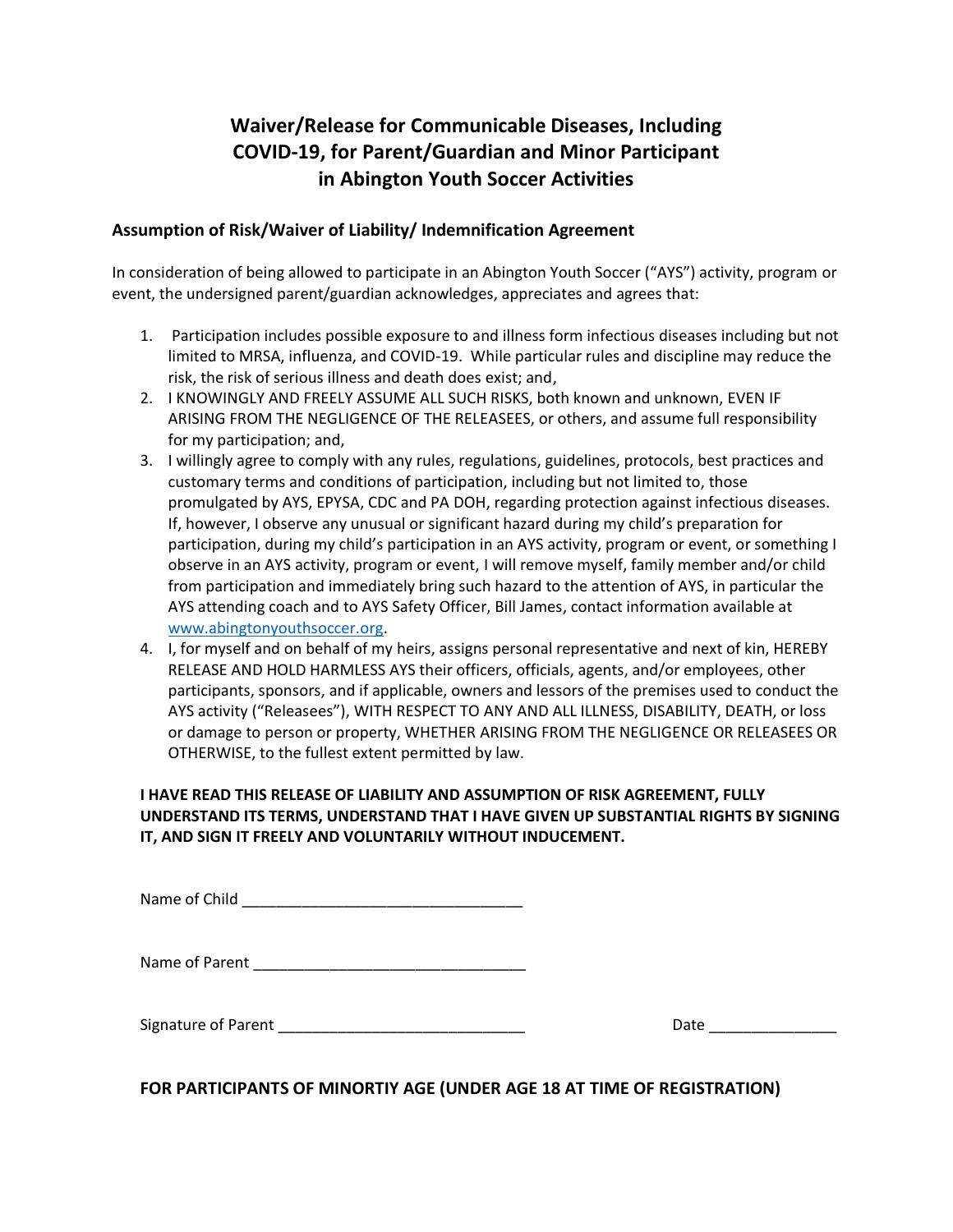# Waiver/Release for Communicable Diseases, Including COVID-19, for Parent/Guardian and Minor Participant in Abington Youth Soccer Activities

## Assumption of Risk/Waiver of Liability/ Indemnification Agreement

In consideration of being allowed to participate in an Abington Youth Soccer ("AYS") activity, program or event, the undersigned parent/guardian acknowledges, appreciates and agrees that:

1. Participation includes possible exposure to and illness form infectious diseases including but not limited to MRSA, influenza, and COVID-19. While particular rules and discipline may reduce the risk, the risk of serious illness and death does exist; and,
2. I KNOWINGLY AND FREELY ASSUME ALL SUCH RISKS, both known and unknown, EVEN IF ARISING FROM THE NEGLIGENCE OF THE RELEASEES, or others, and assume full responsibility for my participation; and,
3. I willingly agree to comply with any rules, regulations, guidelines, protocols, best practices and customary terms and conditions of participation, including but not limited to, those promulgated by AYS, EPYSA, CDC and PA DOH, regarding protection against infectious diseases. If, however, I observe any unusual or significant hazard during my child's preparation for participation, during my child's participation in an AYS activity, program or event, or something I observe in an AYS activity, program or event, I will remove myself, family member and/or child from participation and immediately bring such hazard to the attention of AYS, in particular the AYS attending coach and to AYS Safety Officer, Bill James, contact information available at www.abingtonyouthsoccer.org.
4. I, for myself and on behalf of my heirs, assigns personal representative and next of kin, HEREBY RELEASE AND HOLD HARMLESS AYS their officers, officials, agents, and/or employees, other participants, sponsors, and if applicable, owners and lessors of the premises used to conduct the AYS activity ("Releasees"), WITH RESPECT TO ANY AND ALL ILLNESS, DISABILITY, DEATH, or loss or damage to person or property, WHETHER ARISING FROM THE NEGLIGENCE OR RELEASEES OR OTHERWISE, to the fullest extent permitted by law.

**I HAVE READ THIS RELEASE OF LIABILITY AND ASSUMPTION OF RISK AGREEMENT, FULLY UNDERSTAND ITS TERMS, UNDERSTAND THAT I HAVE GIVEN UP SUBSTANTIAL RIGHTS BY SIGNING IT, AND SIGN IT FREELY AND VOLUNTARILY WITHOUT INDUCEMENT.**

Name of Child ________________________________

Name of Parent ________________________________

Signature of Parent ____________________________ Date ______________

**FOR PARTICIPANTS OF MINORTIY AGE (UNDER AGE 18 AT TIME OF REGISTRATION)**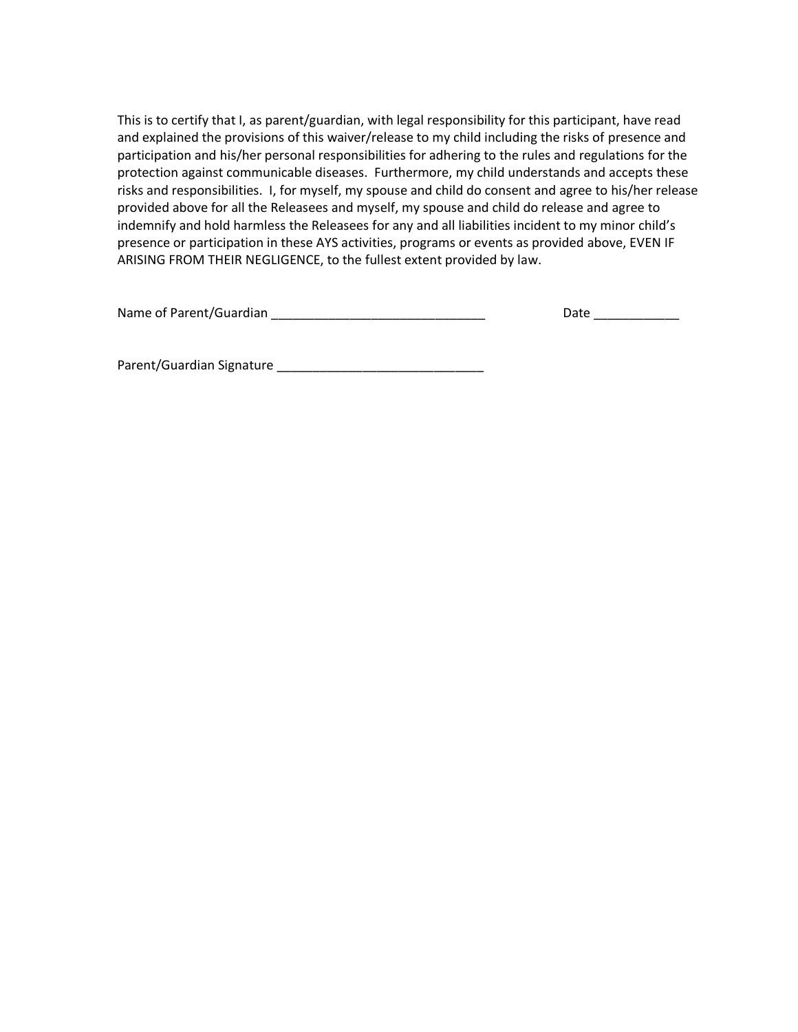This is to certify that I, as parent/guardian, with legal responsibility for this participant, have read and explained the provisions of this waiver/release to my child including the risks of presence and participation and his/her personal responsibilities for adhering to the rules and regulations for the protection against communicable diseases. Furthermore, my child understands and accepts these risks and responsibilities. I, for myself, my spouse and child do consent and agree to his/her release provided above for all the Releasees and myself, my spouse and child do release and agree to indemnify and hold harmless the Releasees for any and all liabilities incident to my minor child's presence or participation in these AYS activities, programs or events as provided above, EVEN IF ARISING FROM THEIR NEGLIGENCE, to the fullest extent provided by law.

Name of Parent/Guardian _______________________________ Date ____________

Parent/Guardian Signature _____________________________